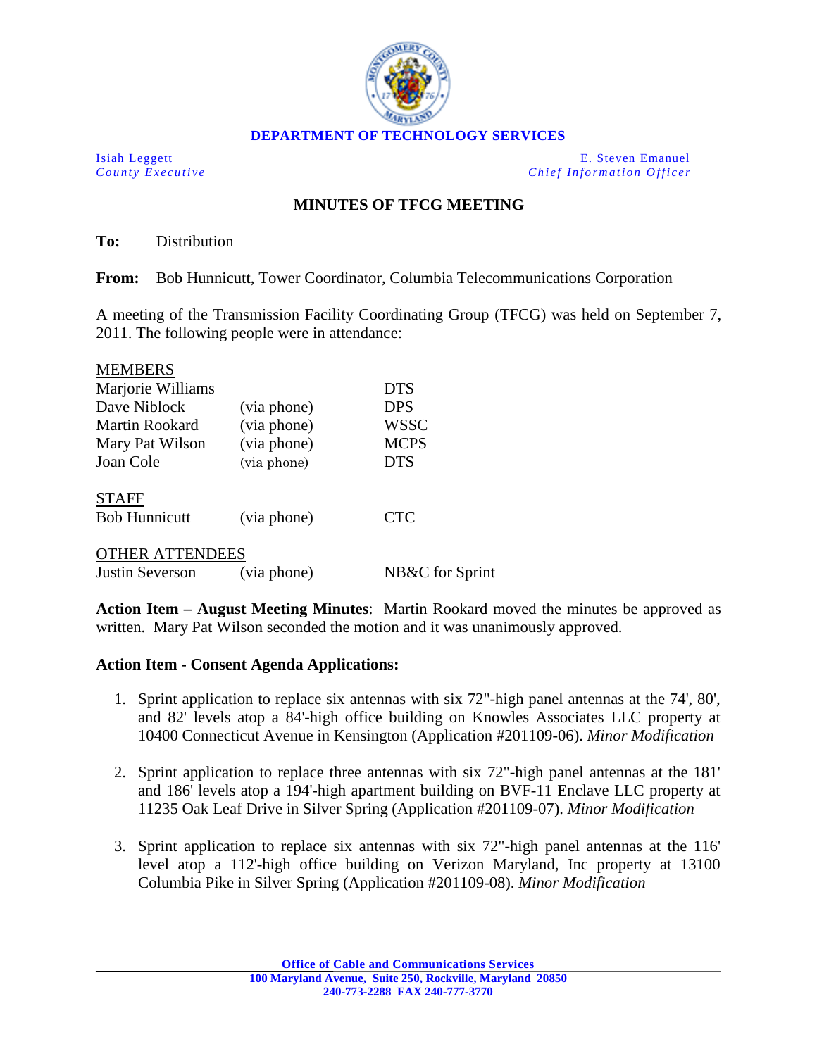**DEPARTMENT OF TECHNOLOGY SERVICES**

Isiah Leggett
*County Executive*

E. Steven Emanuel
*Chief Information Officer*

## MINUTES OF TFCG MEETING

**To:** Distribution

**From:** Bob Hunnicutt, Tower Coordinator, Columbia Telecommunications Corporation

A meeting of the Transmission Facility Coordinating Group (TFCG) was held on September 7, 2011. The following people were in attendance:

| MEMBERS | | |
|---|---|---|
| Marjorie Williams | | DTS |
| Dave Niblock | (via phone) | DPS |
| Martin Rookard | (via phone) | WSSC |
| Mary Pat Wilson | (via phone) | MCPS |
| Joan Cole | (via phone) | DTS |
| **STAFF** | | |
| Bob Hunnicutt | (via phone) | CTC |
| **OTHER ATTENDEES** | | |
| Justin Severson | (via phone) | NB&C for Sprint |

**Action Item – August Meeting Minutes**: Martin Rookard moved the minutes be approved as written. Mary Pat Wilson seconded the motion and it was unanimously approved.

**Action Item - Consent Agenda Applications:**

1. Sprint application to replace six antennas with six 72"-high panel antennas at the 74', 80', and 82' levels atop a 84'-high office building on Knowles Associates LLC property at 10400 Connecticut Avenue in Kensington (Application #201109-06). *Minor Modification*

2. Sprint application to replace three antennas with six 72"-high panel antennas at the 181' and 186' levels atop a 194'-high apartment building on BVF-11 Enclave LLC property at 11235 Oak Leaf Drive in Silver Spring (Application #201109-07). *Minor Modification*

3. Sprint application to replace six antennas with six 72"-high panel antennas at the 116' level atop a 112'-high office building on Verizon Maryland, Inc property at 13100 Columbia Pike in Silver Spring (Application #201109-08). *Minor Modification*

Office of Cable and Communications Services
100 Maryland Avenue, Suite 250, Rockville, Maryland 20850
240-773-2288 FAX 240-777-3770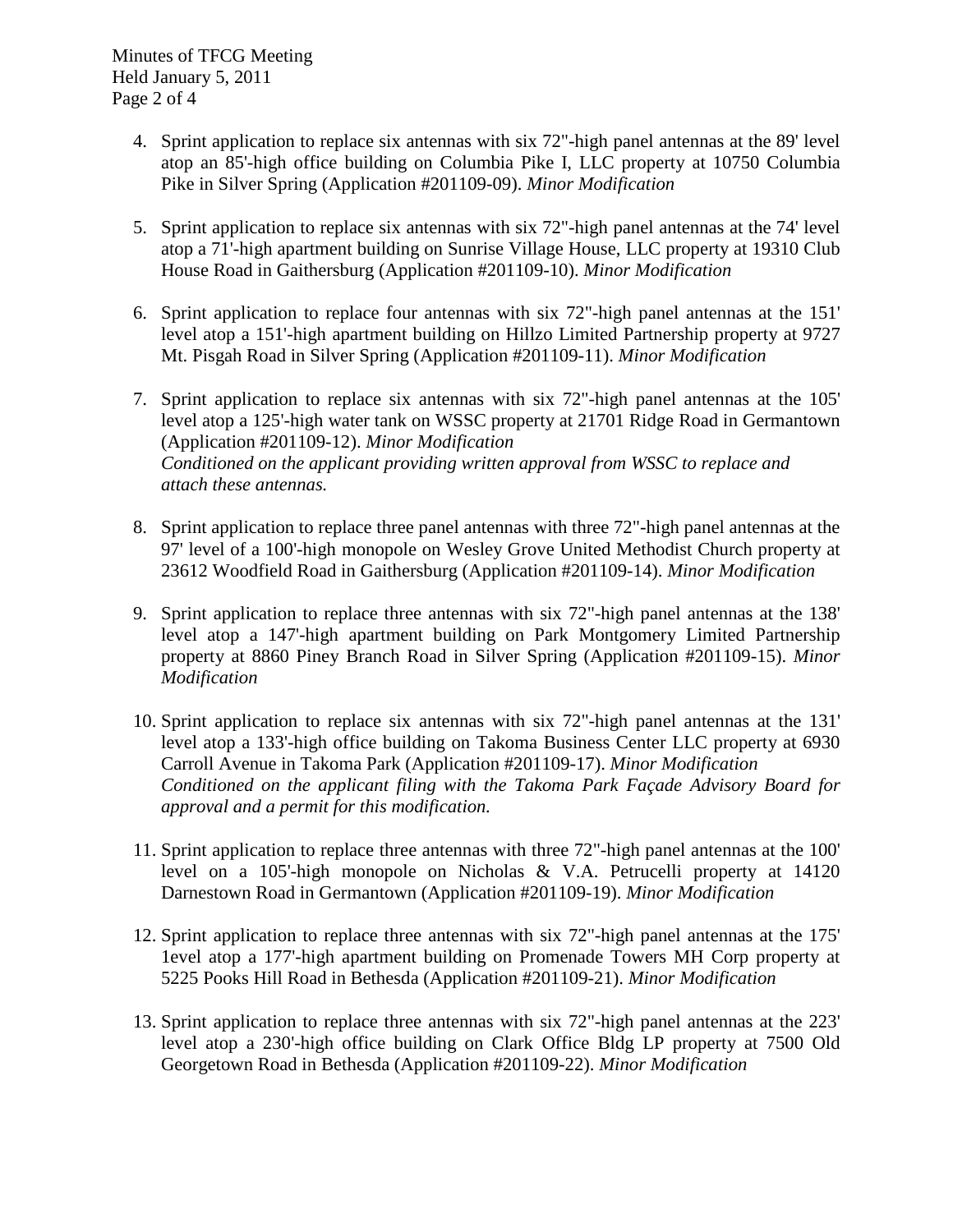4. Sprint application to replace six antennas with six 72"-high panel antennas at the 89' level atop an 85'-high office building on Columbia Pike I, LLC property at 10750 Columbia Pike in Silver Spring (Application #201109-09). *Minor Modification*

5. Sprint application to replace six antennas with six 72"-high panel antennas at the 74' level atop a 71'-high apartment building on Sunrise Village House, LLC property at 19310 Club House Road in Gaithersburg (Application #201109-10). *Minor Modification*

6. Sprint application to replace four antennas with six 72"-high panel antennas at the 151' level atop a 151'-high apartment building on Hillzo Limited Partnership property at 9727 Mt. Pisgah Road in Silver Spring (Application #201109-11). *Minor Modification*

7. Sprint application to replace six antennas with six 72"-high panel antennas at the 105' level atop a 125'-high water tank on WSSC property at 21701 Ridge Road in Germantown (Application #201109-12). *Minor Modification*
   *Conditioned on the applicant providing written approval from WSSC to replace and attach these antennas.*

8. Sprint application to replace three panel antennas with three 72"-high panel antennas at the 97' level of a 100'-high monopole on Wesley Grove United Methodist Church property at 23612 Woodfield Road in Gaithersburg (Application #201109-14). *Minor Modification*

9. Sprint application to replace three antennas with six 72"-high panel antennas at the 138' level atop a 147'-high apartment building on Park Montgomery Limited Partnership property at 8860 Piney Branch Road in Silver Spring (Application #201109-15). *Minor Modification*

10. Sprint application to replace six antennas with six 72"-high panel antennas at the 131' level atop a 133'-high office building on Takoma Business Center LLC property at 6930 Carroll Avenue in Takoma Park (Application #201109-17). *Minor Modification*
    *Conditioned on the applicant filing with the Takoma Park Façade Advisory Board for approval and a permit for this modification.*

11. Sprint application to replace three antennas with three 72"-high panel antennas at the 100' level on a 105'-high monopole on Nicholas & V.A. Petrucelli property at 14120 Darnestown Road in Germantown (Application #201109-19). *Minor Modification*

12. Sprint application to replace three antennas with six 72"-high panel antennas at the 175' 1evel atop a 177'-high apartment building on Promenade Towers MH Corp property at 5225 Pooks Hill Road in Bethesda (Application #201109-21). *Minor Modification*

13. Sprint application to replace three antennas with six 72"-high panel antennas at the 223' level atop a 230'-high office building on Clark Office Bldg LP property at 7500 Old Georgetown Road in Bethesda (Application #201109-22). *Minor Modification*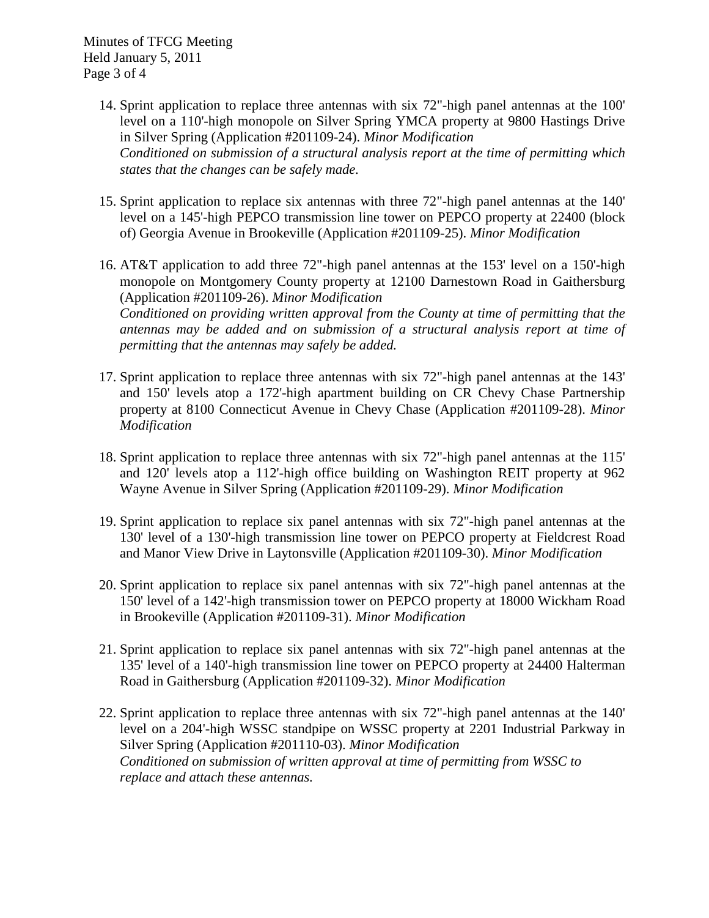14. Sprint application to replace three antennas with six 72"-high panel antennas at the 100' level on a 110'-high monopole on Silver Spring YMCA property at 9800 Hastings Drive in Silver Spring (Application #201109-24). *Minor Modification*
    *Conditioned on submission of a structural analysis report at the time of permitting which states that the changes can be safely made.*

15. Sprint application to replace six antennas with three 72"-high panel antennas at the 140' level on a 145'-high PEPCO transmission line tower on PEPCO property at 22400 (block of) Georgia Avenue in Brookeville (Application #201109-25). *Minor Modification*

16. AT&T application to add three 72"-high panel antennas at the 153' level on a 150'-high monopole on Montgomery County property at 12100 Darnestown Road in Gaithersburg (Application #201109-26). *Minor Modification*
    *Conditioned on providing written approval from the County at time of permitting that the antennas may be added and on submission of a structural analysis report at time of permitting that the antennas may safely be added.*

17. Sprint application to replace three antennas with six 72"-high panel antennas at the 143' and 150' levels atop a 172'-high apartment building on CR Chevy Chase Partnership property at 8100 Connecticut Avenue in Chevy Chase (Application #201109-28). *Minor Modification*

18. Sprint application to replace three antennas with six 72"-high panel antennas at the 115' and 120' levels atop a 112'-high office building on Washington REIT property at 962 Wayne Avenue in Silver Spring (Application #201109-29). *Minor Modification*

19. Sprint application to replace six panel antennas with six 72"-high panel antennas at the 130' level of a 130'-high transmission line tower on PEPCO property at Fieldcrest Road and Manor View Drive in Laytonsville (Application #201109-30). *Minor Modification*

20. Sprint application to replace six panel antennas with six 72"-high panel antennas at the 150' level of a 142'-high transmission tower on PEPCO property at 18000 Wickham Road in Brookeville (Application #201109-31). *Minor Modification*

21. Sprint application to replace six panel antennas with six 72"-high panel antennas at the 135' level of a 140'-high transmission line tower on PEPCO property at 24400 Halterman Road in Gaithersburg (Application #201109-32). *Minor Modification*

22. Sprint application to replace three antennas with six 72"-high panel antennas at the 140' level on a 204'-high WSSC standpipe on WSSC property at 2201 Industrial Parkway in Silver Spring (Application #201110-03). *Minor Modification*
    *Conditioned on submission of written approval at time of permitting from WSSC to replace and attach these antennas.*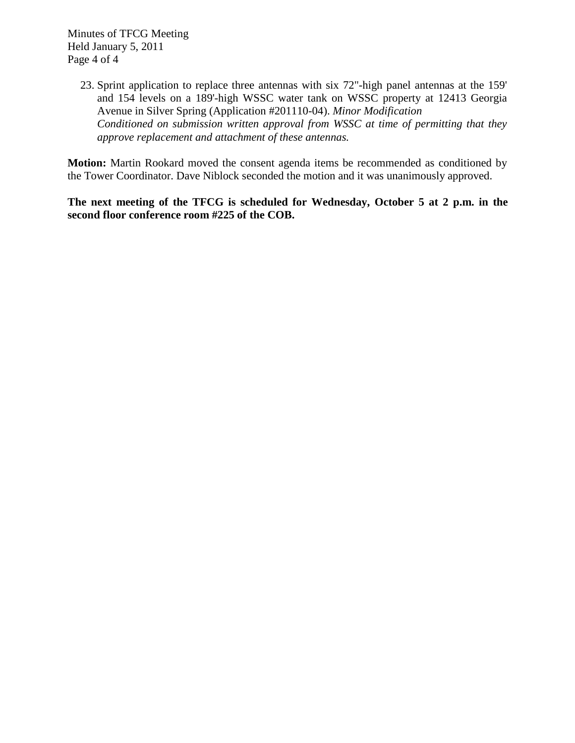23. Sprint application to replace three antennas with six 72"-high panel antennas at the 159' and 154 levels on a 189'-high WSSC water tank on WSSC property at 12413 Georgia Avenue in Silver Spring (Application #201110-04). *Minor Modification*
    *Conditioned on submission written approval from WSSC at time of permitting that they approve replacement and attachment of these antennas.*

**Motion:** Martin Rookard moved the consent agenda items be recommended as conditioned by the Tower Coordinator. Dave Niblock seconded the motion and it was unanimously approved.

**The next meeting of the TFCG is scheduled for Wednesday, October 5 at 2 p.m. in the second floor conference room #225 of the COB.**